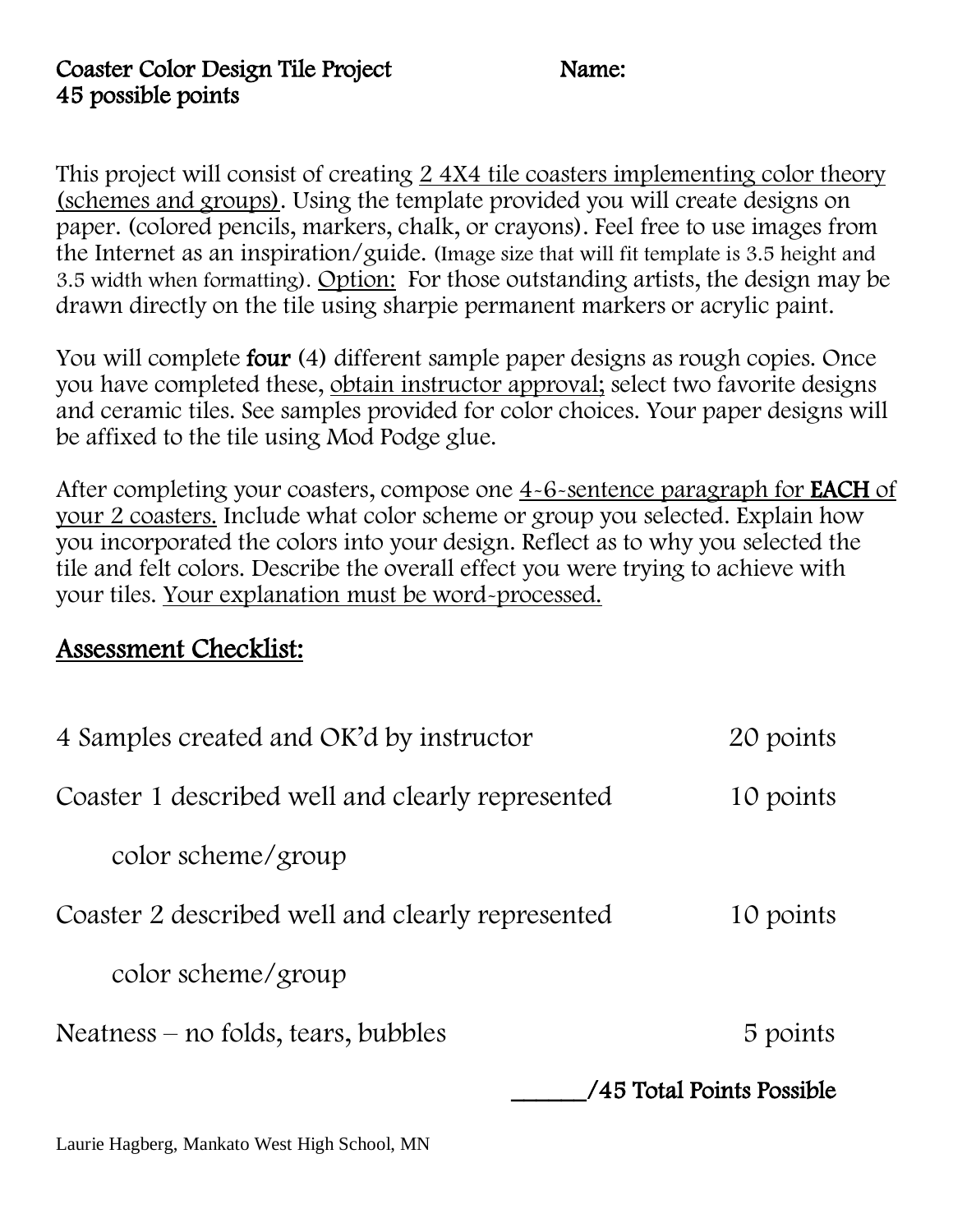Coaster Color Design Tile Project Name:
45 possible points

This project will consist of creating 2 4X4 tile coasters implementing color theory (schemes and groups). Using the template provided you will create designs on paper. (colored pencils, markers, chalk, or crayons). Feel free to use images from the Internet as an inspiration/guide. (Image size that will fit template is 3.5 height and 3.5 width when formatting). Option: For those outstanding artists, the design may be drawn directly on the tile using sharpie permanent markers or acrylic paint.

You will complete **four** (4) different sample paper designs as rough copies. Once you have completed these, obtain instructor approval; select two favorite designs and ceramic tiles. See samples provided for color choices. Your paper designs will be affixed to the tile using Mod Podge glue.

After completing your coasters, compose one 4-6-sentence paragraph for **EACH** of your 2 coasters. Include what color scheme or group you selected. Explain how you incorporated the colors into your design. Reflect as to why you selected the tile and felt colors. Describe the overall effect you were trying to achieve with your tiles. Your explanation must be word-processed.

## Assessment Checklist:

| | |
|---|---|
| 4 Samples created and OK'd by instructor | 20 points |
| Coaster 1 described well and clearly represented color scheme/group | 10 points |
| Coaster 2 described well and clearly represented color scheme/group | 10 points |
| Neatness – no folds, tears, bubbles | 5 points |
| | ______/45 Total Points Possible |

Laurie Hagberg, Mankato West High School, MN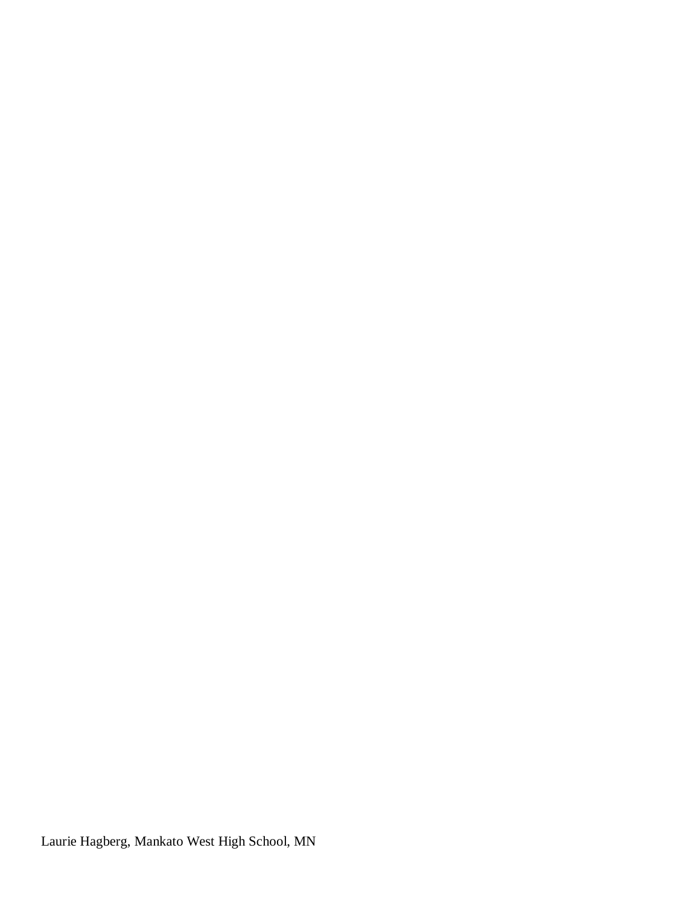Laurie Hagberg, Mankato West High School, MN